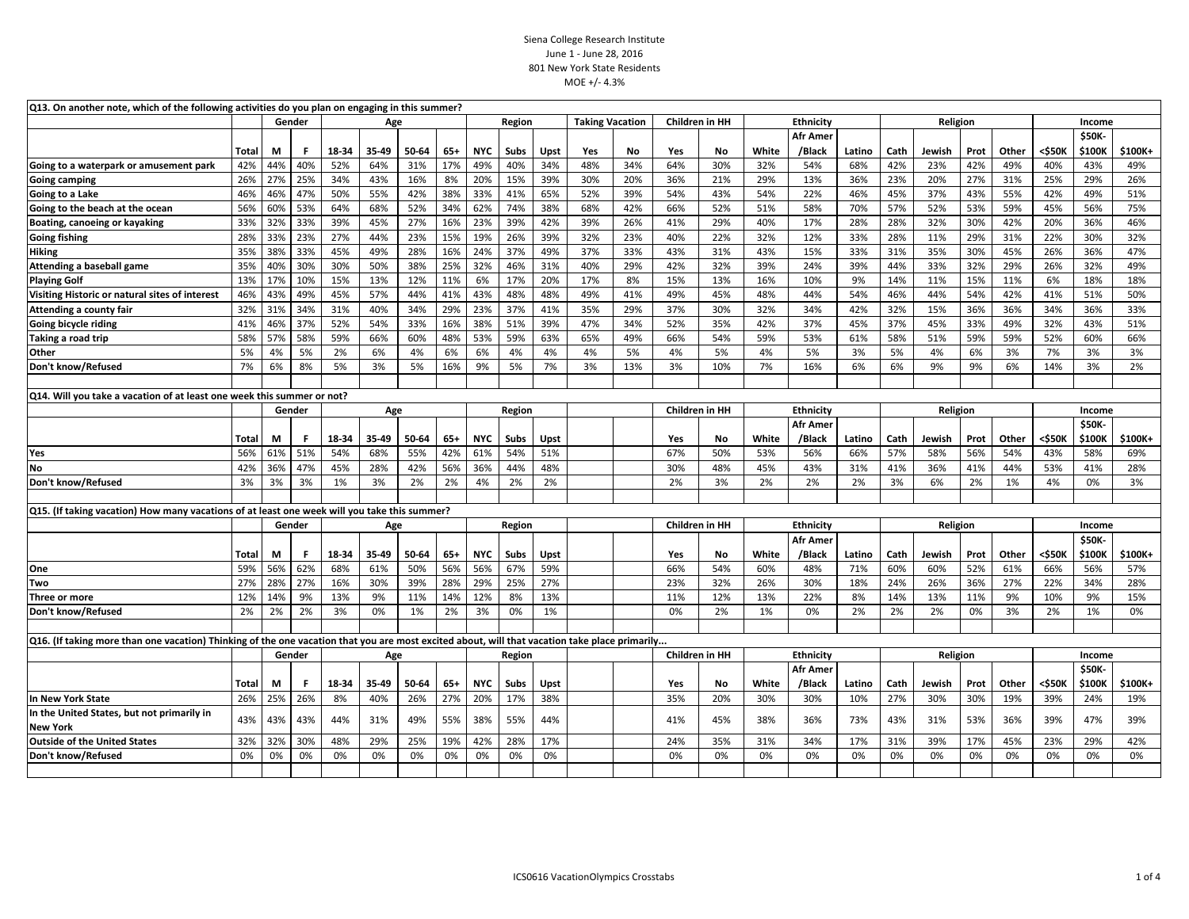Siena College Research Institute
June 1 - June 28, 2016
801 New York State Residents
MOE +/- 4.3%

**Q13. On another note, which of the following activities do you plan on engaging in this summer?**

| | | Gender | | Age | | | | Region | | | Taking Vacation | | Children in HH | | Ethnicity | | | Religion | | | | Income | | |
|---|---|---|---|---|---|---|---|---|---|---|---|---|---|---|---|---|---|---|---|---|---|---|---|---|
| | Total | M | F | 18-34 | 35-49 | 50-64 | 65+ | NYC | Subs | Upst | Yes | No | Yes | No | White | Afr Amer /Black | Latino | Cath | Jewish | Prot | Other | <$50K | $50K-$100K | $100K+ |
| Going to a waterpark or amusement park | 42% | 44% | 40% | 52% | 64% | 31% | 17% | 49% | 40% | 34% | 48% | 34% | 64% | 30% | 32% | 54% | 68% | 42% | 23% | 42% | 49% | 40% | 43% | 49% |
| Going camping | 26% | 27% | 25% | 34% | 43% | 16% | 8% | 20% | 15% | 39% | 30% | 20% | 36% | 21% | 29% | 13% | 36% | 23% | 20% | 27% | 31% | 25% | 29% | 26% |
| Going to a Lake | 46% | 46% | 47% | 50% | 55% | 42% | 38% | 33% | 41% | 65% | 52% | 39% | 54% | 43% | 54% | 22% | 46% | 45% | 37% | 43% | 55% | 42% | 49% | 51% |
| Going to the beach at the ocean | 56% | 60% | 53% | 64% | 68% | 52% | 34% | 62% | 74% | 38% | 68% | 42% | 66% | 52% | 51% | 58% | 70% | 57% | 52% | 53% | 59% | 45% | 56% | 75% |
| Boating, canoeing or kayaking | 33% | 32% | 33% | 39% | 45% | 27% | 16% | 23% | 39% | 42% | 39% | 26% | 41% | 29% | 40% | 17% | 28% | 28% | 32% | 30% | 42% | 20% | 36% | 46% |
| Going fishing | 28% | 33% | 23% | 27% | 44% | 23% | 15% | 19% | 26% | 39% | 32% | 23% | 40% | 22% | 32% | 12% | 33% | 28% | 11% | 29% | 31% | 22% | 30% | 32% |
| Hiking | 35% | 38% | 33% | 45% | 49% | 28% | 16% | 24% | 37% | 49% | 37% | 33% | 43% | 31% | 43% | 15% | 33% | 31% | 35% | 30% | 45% | 26% | 36% | 47% |
| Attending a baseball game | 35% | 40% | 30% | 30% | 50% | 38% | 25% | 32% | 46% | 31% | 40% | 29% | 42% | 32% | 39% | 24% | 39% | 44% | 33% | 32% | 29% | 26% | 32% | 49% |
| Playing Golf | 13% | 17% | 10% | 15% | 13% | 12% | 11% | 6% | 17% | 20% | 17% | 8% | 15% | 13% | 16% | 10% | 9% | 14% | 11% | 15% | 11% | 6% | 18% | 18% |
| Visiting Historic or natural sites of interest | 46% | 43% | 49% | 45% | 57% | 44% | 41% | 43% | 48% | 48% | 49% | 41% | 49% | 45% | 48% | 44% | 54% | 46% | 44% | 54% | 42% | 41% | 51% | 50% |
| Attending a county fair | 32% | 31% | 34% | 31% | 40% | 34% | 29% | 23% | 37% | 41% | 35% | 29% | 37% | 30% | 32% | 34% | 42% | 32% | 15% | 36% | 36% | 34% | 36% | 33% |
| Going bicycle riding | 41% | 46% | 37% | 52% | 54% | 33% | 16% | 38% | 51% | 39% | 47% | 34% | 52% | 35% | 42% | 37% | 45% | 37% | 45% | 33% | 49% | 32% | 43% | 51% |
| Taking a road trip | 58% | 57% | 58% | 59% | 66% | 60% | 48% | 53% | 59% | 63% | 65% | 49% | 66% | 54% | 59% | 53% | 61% | 58% | 51% | 59% | 59% | 52% | 60% | 66% |
| Other | 5% | 4% | 5% | 2% | 6% | 4% | 6% | 6% | 4% | 4% | 4% | 5% | 4% | 5% | 4% | 5% | 3% | 5% | 4% | 6% | 3% | 7% | 3% | 3% |
| Don't know/Refused | 7% | 6% | 8% | 5% | 3% | 5% | 16% | 9% | 5% | 7% | 3% | 13% | 3% | 10% | 7% | 16% | 6% | 6% | 9% | 9% | 6% | 14% | 3% | 2% |

**Q14. Will you take a vacation of at least one week this summer or not?**

| | | Gender | | Age | | | | Region | | | | | Children in HH | | Ethnicity | | | Religion | | | | Income | | |
|---|---|---|---|---|---|---|---|---|---|---|---|---|---|---|---|---|---|---|---|---|---|---|---|---|
| | Total | M | F | 18-34 | 35-49 | 50-64 | 65+ | NYC | Subs | Upst | | | Yes | No | White | Afr Amer /Black | Latino | Cath | Jewish | Prot | Other | <$50K | $50K-$100K | $100K+ |
| Yes | 56% | 61% | 51% | 54% | 68% | 55% | 42% | 61% | 54% | 51% | | | 67% | 50% | 53% | 56% | 66% | 57% | 58% | 56% | 54% | 43% | 58% | 69% |
| No | 42% | 36% | 47% | 45% | 28% | 42% | 56% | 36% | 44% | 48% | | | 30% | 48% | 45% | 43% | 31% | 41% | 36% | 41% | 44% | 53% | 41% | 28% |
| Don't know/Refused | 3% | 3% | 3% | 1% | 3% | 2% | 2% | 4% | 2% | 2% | | | 2% | 3% | 2% | 2% | 2% | 3% | 6% | 2% | 1% | 4% | 0% | 3% |

**Q15. (If taking vacation) How many vacations of at least one week will you take this summer?**

| | | Gender | | Age | | | | Region | | | | | Children in HH | | Ethnicity | | | Religion | | | | Income | | |
|---|---|---|---|---|---|---|---|---|---|---|---|---|---|---|---|---|---|---|---|---|---|---|---|---|
| | Total | M | F | 18-34 | 35-49 | 50-64 | 65+ | NYC | Subs | Upst | | | Yes | No | White | Afr Amer /Black | Latino | Cath | Jewish | Prot | Other | <$50K | $50K-$100K | $100K+ |
| One | 59% | 56% | 62% | 68% | 61% | 50% | 56% | 56% | 67% | 59% | | | 66% | 54% | 60% | 48% | 71% | 60% | 60% | 52% | 61% | 66% | 56% | 57% |
| Two | 27% | 28% | 27% | 16% | 30% | 39% | 28% | 29% | 25% | 27% | | | 23% | 32% | 26% | 30% | 18% | 24% | 26% | 36% | 27% | 22% | 34% | 28% |
| Three or more | 12% | 14% | 9% | 13% | 9% | 11% | 14% | 12% | 8% | 13% | | | 11% | 12% | 13% | 22% | 8% | 14% | 13% | 11% | 9% | 10% | 9% | 15% |
| Don't know/Refused | 2% | 2% | 2% | 3% | 0% | 1% | 2% | 3% | 0% | 1% | | | 0% | 2% | 1% | 0% | 2% | 2% | 2% | 0% | 3% | 2% | 1% | 0% |

**Q16. (If taking more than one vacation) Thinking of the one vacation that you are most excited about, will that vacation take place primarily...**

| | | Gender | | Age | | | | Region | | | | | Children in HH | | Ethnicity | | | Religion | | | | Income | | |
|---|---|---|---|---|---|---|---|---|---|---|---|---|---|---|---|---|---|---|---|---|---|---|---|---|
| | Total | M | F | 18-34 | 35-49 | 50-64 | 65+ | NYC | Subs | Upst | | | Yes | No | White | Afr Amer /Black | Latino | Cath | Jewish | Prot | Other | <$50K | $50K-$100K | $100K+ |
| In New York State | 26% | 25% | 26% | 8% | 40% | 26% | 27% | 20% | 17% | 38% | | | 35% | 20% | 30% | 30% | 10% | 27% | 30% | 30% | 19% | 39% | 24% | 19% |
| In the United States, but not primarily in New York | 43% | 43% | 43% | 44% | 31% | 49% | 55% | 38% | 55% | 44% | | | 41% | 45% | 38% | 36% | 73% | 43% | 31% | 53% | 36% | 39% | 47% | 39% |
| Outside of the United States | 32% | 32% | 30% | 48% | 29% | 25% | 19% | 42% | 28% | 17% | | | 24% | 35% | 31% | 34% | 17% | 31% | 39% | 17% | 45% | 23% | 29% | 42% |
| Don't know/Refused | 0% | 0% | 0% | 0% | 0% | 0% | 0% | 0% | 0% | 0% | | | 0% | 0% | 0% | 0% | 0% | 0% | 0% | 0% | 0% | 0% | 0% | 0% |

ICS0616 VacationOlympics Crosstabs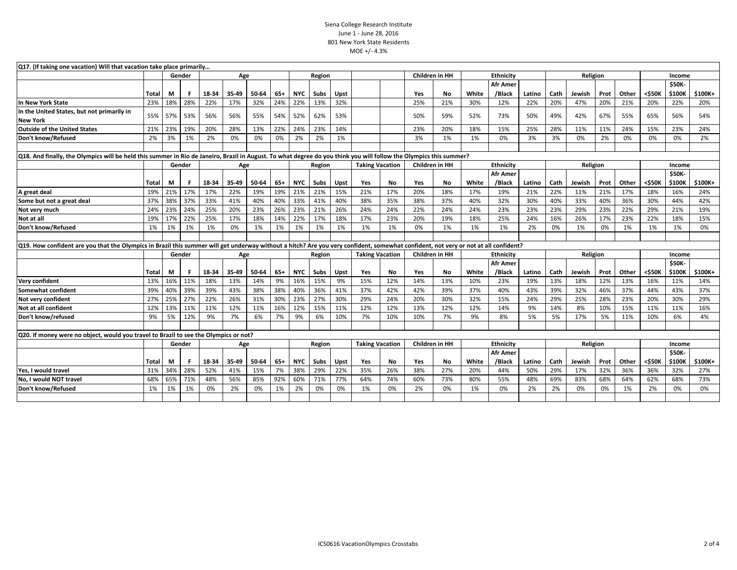Siena College Research Institute
June 1 - June 28, 2016
801 New York State Residents
MOE +/- 4.3%

Q17. (If taking one vacation) Will that vacation take place primarily…

| | | Gender | | Age | | | | Region | | | | | Children in HH | | Ethnicity | | | Religion | | | | Income | | |
|---|---|---|---|---|---|---|---|---|---|---|---|---|---|---|---|---|---|---|---|---|---|---|---|---|
| | Total | M | F | 18-34 | 35-49 | 50-64 | 65+ | NYC | Subs | Upst | | | Yes | No | White | Afr Amer /Black | Latino | Cath | Jewish | Prot | Other | <$50K | $50K-$100K | $100K+ |
| In New York State | 23% | 18% | 28% | 22% | 17% | 32% | 24% | 22% | 13% | 32% | | | 25% | 21% | 30% | 12% | 22% | 20% | 47% | 20% | 21% | 20% | 22% | 20% |
| In the United States, but not primarily in New York | 55% | 57% | 53% | 56% | 56% | 55% | 54% | 52% | 62% | 53% | | | 50% | 59% | 52% | 73% | 50% | 49% | 42% | 67% | 55% | 65% | 56% | 54% |
| Outside of the United States | 21% | 23% | 19% | 20% | 28% | 13% | 22% | 24% | 23% | 14% | | | 23% | 20% | 18% | 15% | 25% | 28% | 11% | 11% | 24% | 15% | 23% | 24% |
| Don't know/Refused | 2% | 3% | 1% | 2% | 0% | 0% | 0% | 2% | 2% | 1% | | | 3% | 1% | 1% | 0% | 3% | 3% | 0% | 2% | 0% | 0% | 0% | 2% |

Q18. And finally, the Olympics will be held this summer in Rio de Janeiro, Brazil in August. To what degree do you think you will follow the Olympics this summer?

| | | Gender | | Age | | | | Region | | | Taking Vacation | | Children in HH | | Ethnicity | | | Religion | | | | Income | | |
|---|---|---|---|---|---|---|---|---|---|---|---|---|---|---|---|---|---|---|---|---|---|---|---|---|
| | Total | M | F | 18-34 | 35-49 | 50-64 | 65+ | NYC | Subs | Upst | Yes | No | Yes | No | White | Afr Amer /Black | Latino | Cath | Jewish | Prot | Other | <$50K | $50K-$100K | $100K+ |
| A great deal | 19% | 21% | 17% | 17% | 22% | 19% | 19% | 21% | 21% | 15% | 21% | 17% | 20% | 18% | 17% | 19% | 21% | 22% | 11% | 21% | 17% | 18% | 16% | 24% |
| Some but not a great deal | 37% | 38% | 37% | 33% | 41% | 40% | 40% | 33% | 41% | 40% | 38% | 35% | 38% | 37% | 40% | 32% | 30% | 40% | 33% | 40% | 36% | 30% | 44% | 42% |
| Not very much | 24% | 23% | 24% | 25% | 20% | 23% | 26% | 23% | 21% | 26% | 24% | 24% | 22% | 24% | 24% | 23% | 23% | 23% | 29% | 23% | 22% | 29% | 21% | 19% |
| Not at all | 19% | 17% | 22% | 25% | 17% | 18% | 14% | 22% | 17% | 18% | 17% | 23% | 20% | 19% | 18% | 25% | 24% | 16% | 26% | 17% | 23% | 22% | 18% | 15% |
| Don't know/Refused | 1% | 1% | 1% | 1% | 0% | 1% | 1% | 1% | 1% | 1% | 1% | 1% | 0% | 1% | 1% | 1% | 2% | 0% | 1% | 0% | 1% | 1% | 1% | 0% |

Q19. How confident are you that the Olympics in Brazil this summer will get underway without a hitch? Are you very confident, somewhat confident, not very or not at all confident?

| | | Gender | | Age | | | | Region | | | Taking Vacation | | Children in HH | | Ethnicity | | | Religion | | | | Income | | |
|---|---|---|---|---|---|---|---|---|---|---|---|---|---|---|---|---|---|---|---|---|---|---|---|---|
| | Total | M | F | 18-34 | 35-49 | 50-64 | 65+ | NYC | Subs | Upst | Yes | No | Yes | No | White | Afr Amer /Black | Latino | Cath | Jewish | Prot | Other | <$50K | $50K-$100K | $100K+ |
| Very confident | 13% | 16% | 11% | 18% | 13% | 14% | 9% | 16% | 15% | 9% | 15% | 12% | 14% | 13% | 10% | 23% | 19% | 13% | 18% | 12% | 13% | 16% | 11% | 14% |
| Somewhat confident | 39% | 40% | 39% | 39% | 43% | 38% | 38% | 40% | 36% | 41% | 37% | 42% | 42% | 39% | 37% | 40% | 43% | 39% | 32% | 46% | 37% | 44% | 43% | 37% |
| Not very confident | 27% | 25% | 27% | 22% | 26% | 31% | 30% | 23% | 27% | 30% | 29% | 24% | 20% | 30% | 32% | 15% | 24% | 29% | 25% | 28% | 23% | 20% | 30% | 29% |
| Not at all confident | 12% | 13% | 11% | 11% | 12% | 11% | 16% | 12% | 15% | 11% | 12% | 12% | 13% | 12% | 12% | 14% | 9% | 14% | 8% | 10% | 15% | 11% | 11% | 16% |
| Don't know/refused | 9% | 5% | 12% | 9% | 7% | 6% | 7% | 9% | 6% | 10% | 7% | 10% | 10% | 7% | 9% | 8% | 5% | 5% | 17% | 5% | 11% | 10% | 6% | 4% |

Q20. If money were no object, would you travel to Brazil to see the Olympics or not?

| | | Gender | | Age | | | | Region | | | Taking Vacation | | Children in HH | | Ethnicity | | | Religion | | | | Income | | |
|---|---|---|---|---|---|---|---|---|---|---|---|---|---|---|---|---|---|---|---|---|---|---|---|---|
| | Total | M | F | 18-34 | 35-49 | 50-64 | 65+ | NYC | Subs | Upst | Yes | No | Yes | No | White | Afr Amer /Black | Latino | Cath | Jewish | Prot | Other | <$50K | $50K-$100K | $100K+ |
| Yes, I would travel | 31% | 34% | 28% | 52% | 41% | 15% | 7% | 38% | 29% | 22% | 35% | 26% | 38% | 27% | 20% | 44% | 50% | 29% | 17% | 32% | 36% | 36% | 32% | 27% |
| No, I would NOT travel | 68% | 65% | 71% | 48% | 56% | 85% | 92% | 60% | 71% | 77% | 64% | 74% | 60% | 73% | 80% | 55% | 48% | 69% | 83% | 68% | 64% | 62% | 68% | 73% |
| Don't know/Refused | 1% | 1% | 1% | 0% | 2% | 0% | 1% | 2% | 0% | 0% | 1% | 0% | 2% | 0% | 1% | 0% | 2% | 2% | 0% | 0% | 1% | 2% | 0% | 0% |

ICS0616 VacationOlympics Crosstabs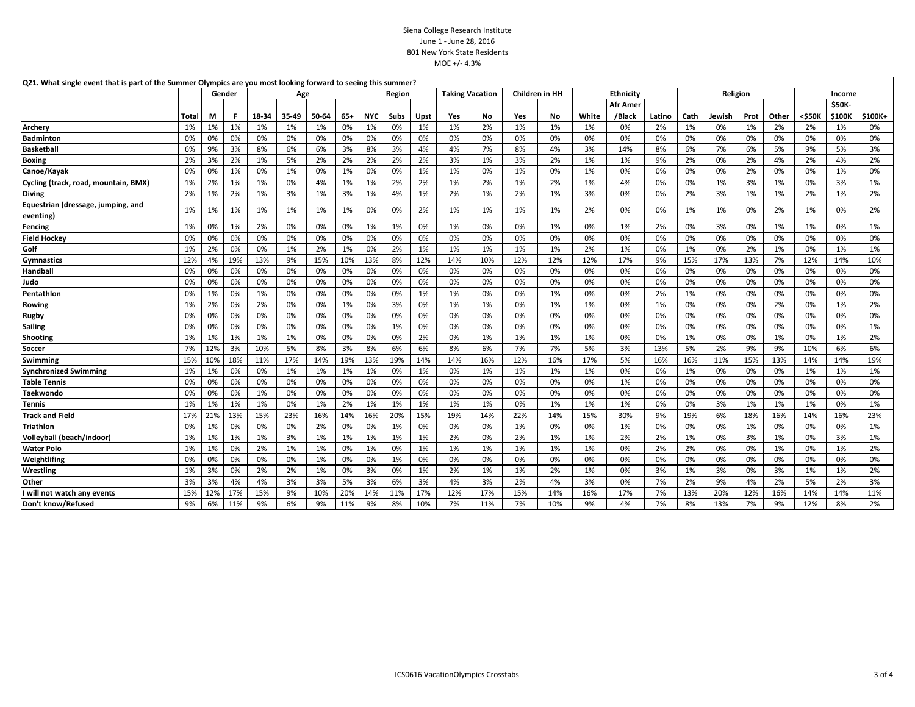Siena College Research Institute
June 1 - June 28, 2016
801 New York State Residents
MOE +/- 4.3%

| Q21. What single event that is part of the Summer Olympics are you most looking forward to seeing this summer? | | Gender | | Age | | | | Region | | | Taking Vacation | | Children in HH | | Ethnicity | | | Religion | | | | Income | | |
|---|---|---|---|---|---|---|---|---|---|---|---|---|---|---|---|---|---|---|---|---|---|---|---|---|
| | Total | M | F | 18-34 | 35-49 | 50-64 | 65+ | NYC | Subs | Upst | Yes | No | Yes | No | White | Afr Amer /Black | Latino | Cath | Jewish | Prot | Other | <$50K | $50K-$100K | $100K+ |
| Archery | 1% | 1% | 1% | 1% | 1% | 1% | 0% | 1% | 0% | 1% | 1% | 2% | 1% | 1% | 1% | 0% | 2% | 1% | 0% | 1% | 2% | 2% | 1% | 0% |
| Badminton | 0% | 0% | 0% | 0% | 0% | 0% | 0% | 0% | 0% | 0% | 0% | 0% | 0% | 0% | 0% | 0% | 0% | 0% | 0% | 0% | 0% | 0% | 0% | 0% |
| Basketball | 6% | 9% | 3% | 8% | 6% | 6% | 3% | 8% | 3% | 4% | 4% | 7% | 8% | 4% | 3% | 14% | 8% | 6% | 7% | 6% | 5% | 9% | 5% | 3% |
| Boxing | 2% | 3% | 2% | 1% | 5% | 2% | 2% | 2% | 2% | 2% | 3% | 1% | 3% | 2% | 1% | 1% | 9% | 2% | 0% | 2% | 4% | 2% | 4% | 2% |
| Canoe/Kayak | 0% | 0% | 1% | 0% | 1% | 0% | 1% | 0% | 0% | 1% | 1% | 0% | 1% | 0% | 1% | 0% | 0% | 0% | 0% | 2% | 0% | 0% | 1% | 0% |
| Cycling (track, road, mountain, BMX) | 1% | 2% | 1% | 1% | 0% | 4% | 1% | 1% | 2% | 2% | 1% | 2% | 1% | 2% | 1% | 4% | 0% | 0% | 1% | 3% | 1% | 0% | 3% | 1% |
| Diving | 2% | 1% | 2% | 1% | 3% | 1% | 3% | 1% | 4% | 1% | 2% | 1% | 2% | 1% | 3% | 0% | 0% | 2% | 3% | 1% | 1% | 2% | 1% | 2% |
| Equestrian (dressage, jumping, and eventing) | 1% | 1% | 1% | 1% | 1% | 1% | 1% | 0% | 0% | 2% | 1% | 1% | 1% | 1% | 2% | 0% | 0% | 1% | 1% | 0% | 2% | 1% | 0% | 2% |
| Fencing | 1% | 0% | 1% | 2% | 0% | 0% | 0% | 1% | 1% | 0% | 1% | 0% | 0% | 1% | 0% | 1% | 2% | 0% | 3% | 0% | 1% | 1% | 0% | 1% |
| Field Hockey | 0% | 0% | 0% | 0% | 0% | 0% | 0% | 0% | 0% | 0% | 0% | 0% | 0% | 0% | 0% | 0% | 0% | 0% | 0% | 0% | 0% | 0% | 0% | 0% |
| Golf | 1% | 2% | 0% | 0% | 1% | 2% | 1% | 0% | 2% | 1% | 1% | 1% | 1% | 1% | 2% | 1% | 0% | 1% | 0% | 2% | 1% | 0% | 1% | 1% |
| Gymnastics | 12% | 4% | 19% | 13% | 9% | 15% | 10% | 13% | 8% | 12% | 14% | 10% | 12% | 12% | 12% | 17% | 9% | 15% | 17% | 13% | 7% | 12% | 14% | 10% |
| Handball | 0% | 0% | 0% | 0% | 0% | 0% | 0% | 0% | 0% | 0% | 0% | 0% | 0% | 0% | 0% | 0% | 0% | 0% | 0% | 0% | 0% | 0% | 0% | 0% |
| Judo | 0% | 0% | 0% | 0% | 0% | 0% | 0% | 0% | 0% | 0% | 0% | 0% | 0% | 0% | 0% | 0% | 0% | 0% | 0% | 0% | 0% | 0% | 0% | 0% |
| Pentathlon | 0% | 1% | 0% | 1% | 0% | 0% | 0% | 0% | 0% | 1% | 1% | 0% | 0% | 1% | 0% | 0% | 2% | 1% | 0% | 0% | 0% | 0% | 0% | 0% |
| Rowing | 1% | 2% | 0% | 2% | 0% | 0% | 1% | 0% | 3% | 0% | 1% | 1% | 0% | 1% | 1% | 0% | 1% | 0% | 0% | 0% | 2% | 0% | 1% | 2% |
| Rugby | 0% | 0% | 0% | 0% | 0% | 0% | 0% | 0% | 0% | 0% | 0% | 0% | 0% | 0% | 0% | 0% | 0% | 0% | 0% | 0% | 0% | 0% | 0% | 0% |
| Sailing | 0% | 0% | 0% | 0% | 0% | 0% | 0% | 0% | 1% | 0% | 0% | 0% | 0% | 0% | 0% | 0% | 0% | 0% | 0% | 0% | 0% | 0% | 0% | 1% |
| Shooting | 1% | 1% | 1% | 1% | 1% | 0% | 0% | 0% | 0% | 2% | 0% | 1% | 1% | 1% | 1% | 0% | 0% | 1% | 0% | 0% | 1% | 0% | 1% | 2% |
| Soccer | 7% | 12% | 3% | 10% | 5% | 8% | 3% | 8% | 6% | 6% | 8% | 6% | 7% | 7% | 5% | 3% | 13% | 5% | 2% | 9% | 9% | 10% | 6% | 6% |
| Swimming | 15% | 10% | 18% | 11% | 17% | 14% | 19% | 13% | 19% | 14% | 14% | 16% | 12% | 16% | 17% | 5% | 16% | 16% | 11% | 15% | 13% | 14% | 14% | 19% |
| Synchronized Swimming | 1% | 1% | 0% | 0% | 1% | 1% | 1% | 1% | 0% | 1% | 0% | 1% | 1% | 1% | 1% | 0% | 0% | 1% | 0% | 0% | 0% | 1% | 1% | 1% |
| Table Tennis | 0% | 0% | 0% | 0% | 0% | 0% | 0% | 0% | 0% | 0% | 0% | 0% | 0% | 0% | 0% | 1% | 0% | 0% | 0% | 0% | 0% | 0% | 0% | 0% |
| Taekwondo | 0% | 0% | 0% | 1% | 0% | 0% | 0% | 0% | 0% | 0% | 0% | 0% | 0% | 0% | 0% | 0% | 0% | 0% | 0% | 0% | 0% | 0% | 0% | 0% |
| Tennis | 1% | 1% | 1% | 1% | 0% | 1% | 2% | 1% | 1% | 1% | 1% | 1% | 0% | 1% | 1% | 1% | 0% | 0% | 3% | 1% | 1% | 1% | 0% | 1% |
| Track and Field | 17% | 21% | 13% | 15% | 23% | 16% | 14% | 16% | 20% | 15% | 19% | 14% | 22% | 14% | 15% | 30% | 9% | 19% | 6% | 18% | 16% | 14% | 16% | 23% |
| Triathlon | 0% | 1% | 0% | 0% | 0% | 2% | 0% | 0% | 1% | 0% | 0% | 0% | 1% | 0% | 0% | 1% | 0% | 0% | 0% | 1% | 0% | 0% | 0% | 1% |
| Volleyball (beach/indoor) | 1% | 1% | 1% | 1% | 3% | 1% | 1% | 1% | 1% | 1% | 2% | 0% | 2% | 1% | 1% | 2% | 2% | 1% | 0% | 3% | 1% | 0% | 3% | 1% |
| Water Polo | 1% | 1% | 0% | 2% | 1% | 1% | 0% | 1% | 0% | 1% | 1% | 1% | 1% | 1% | 1% | 0% | 2% | 2% | 0% | 0% | 1% | 0% | 1% | 2% |
| Weightlifing | 0% | 0% | 0% | 0% | 0% | 1% | 0% | 0% | 1% | 0% | 0% | 0% | 0% | 0% | 0% | 0% | 0% | 0% | 0% | 0% | 0% | 0% | 0% | 0% |
| Wrestling | 1% | 3% | 0% | 2% | 2% | 1% | 0% | 3% | 0% | 1% | 2% | 1% | 1% | 2% | 1% | 0% | 3% | 1% | 3% | 0% | 3% | 1% | 1% | 2% |
| Other | 3% | 3% | 4% | 4% | 3% | 3% | 5% | 3% | 6% | 3% | 4% | 3% | 2% | 4% | 3% | 0% | 7% | 2% | 9% | 4% | 2% | 5% | 2% | 3% |
| I will not watch any events | 15% | 12% | 17% | 15% | 9% | 10% | 20% | 14% | 11% | 17% | 12% | 17% | 15% | 14% | 16% | 17% | 7% | 13% | 20% | 12% | 16% | 14% | 14% | 11% |
| Don't know/Refused | 9% | 6% | 11% | 9% | 6% | 9% | 11% | 9% | 8% | 10% | 7% | 11% | 7% | 10% | 9% | 4% | 7% | 8% | 13% | 7% | 9% | 12% | 8% | 2% |

ICS0616 VacationOlympics Crosstabs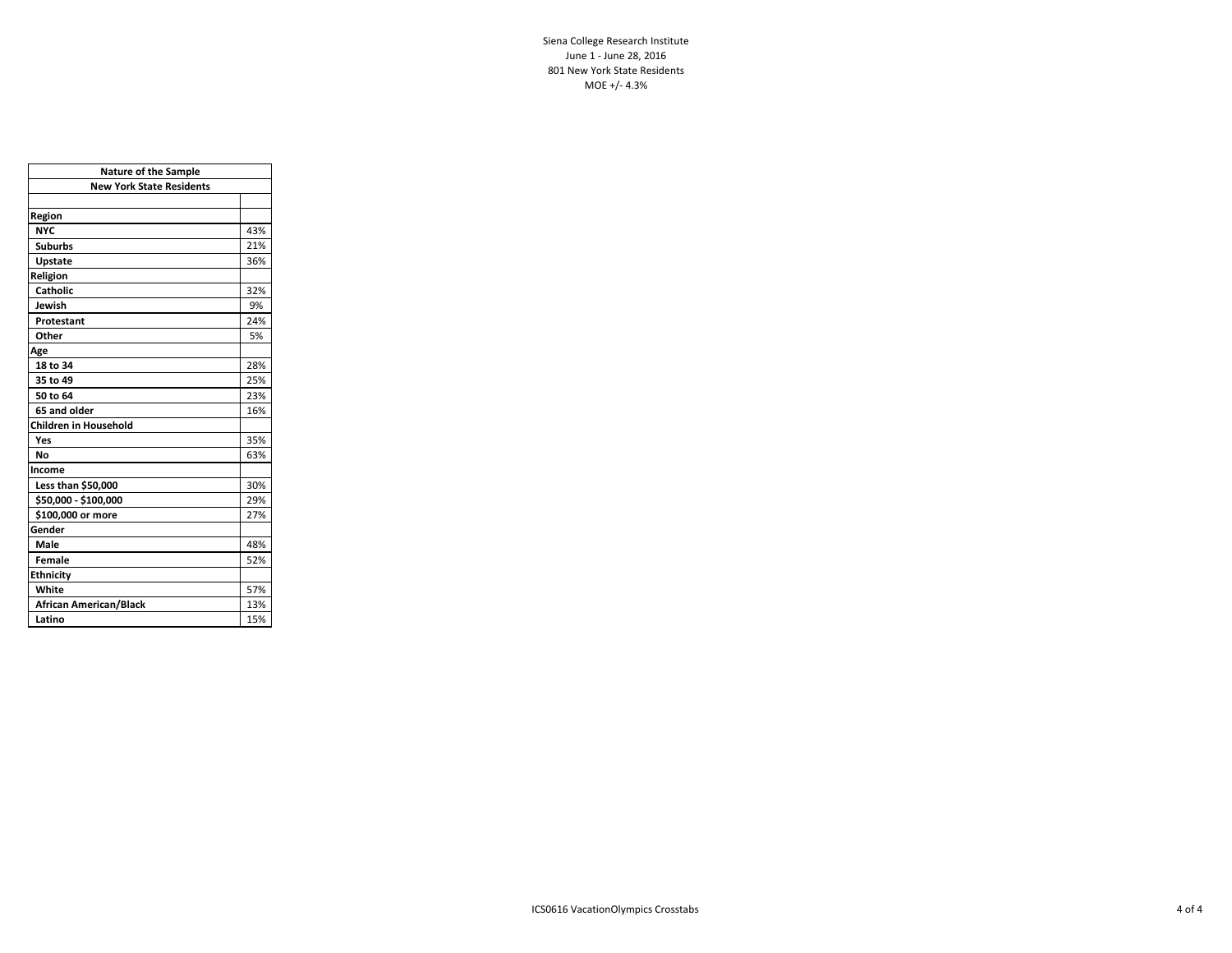Siena College Research Institute
June 1 - June 28, 2016
801 New York State Residents
MOE +/- 4.3%

| Nature of the Sample | |
|---|---|
| **New York State Residents** | |
| | |
| **Region** | |
| **NYC** | 43% |
| **Suburbs** | 21% |
| **Upstate** | 36% |
| **Religion** | |
| **Catholic** | 32% |
| **Jewish** | 9% |
| **Protestant** | 24% |
| **Other** | 5% |
| **Age** | |
| **18 to 34** | 28% |
| **35 to 49** | 25% |
| **50 to 64** | 23% |
| **65 and older** | 16% |
| **Children in Household** | |
| **Yes** | 35% |
| **No** | 63% |
| **Income** | |
| **Less than $50,000** | 30% |
| **$50,000 - $100,000** | 29% |
| **$100,000 or more** | 27% |
| **Gender** | |
| **Male** | 48% |
| **Female** | 52% |
| **Ethnicity** | |
| **White** | 57% |
| **African American/Black** | 13% |
| **Latino** | 15% |

ICS0616 VacationOlympics Crosstabs